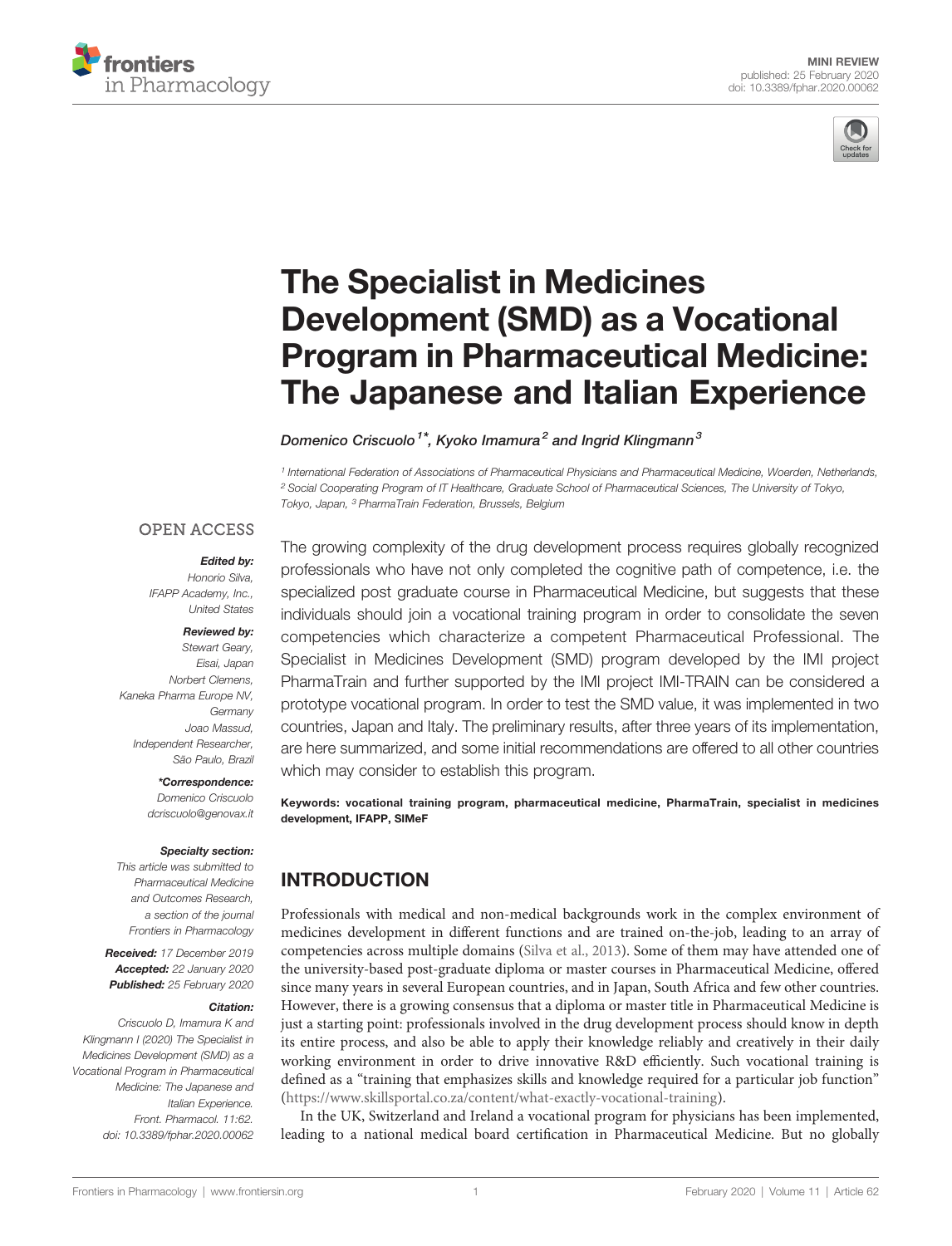MINI REVIEW
published: 25 February 2020
doi: 10.3389/fphar.2020.00062

# The Specialist in Medicines Development (SMD) as a Vocational Program in Pharmaceutical Medicine: The Japanese and Italian Experience

*Domenico Criscuolo[1]\*, Kyoko Imamura[2] and Ingrid Klingmann[3]*

[1] International Federation of Associations of Pharmaceutical Physicians and Pharmaceutical Medicine, Woerden, Netherlands, [2] Social Cooperating Program of IT Healthcare, Graduate School of Pharmaceutical Sciences, The University of Tokyo, Tokyo, Japan, [3] PharmaTrain Federation, Brussels, Belgium

OPEN ACCESS

***Edited by:***
*Honorio Silva, IFAPP Academy, Inc., United States*

***Reviewed by:***
*Stewart Geary, Eisai, Japan*
*Norbert Clemens, Kaneka Pharma Europe NV, Germany*
*Joao Massud, Independent Researcher, São Paulo, Brazil*

***\*Correspondence:***
*Domenico Criscuolo*
*dcriscuolo@genovax.it*

***Specialty section:***
*This article was submitted to Pharmaceutical Medicine and Outcomes Research, a section of the journal Frontiers in Pharmacology*

***Received:*** *17 December 2019*
***Accepted:*** *22 January 2020*
***Published:*** *25 February 2020*

***Citation:***
*Criscuolo D, Imamura K and Klingmann I (2020) The Specialist in Medicines Development (SMD) as a Vocational Program in Pharmaceutical Medicine: The Japanese and Italian Experience. Front. Pharmacol. 11:62. doi: 10.3389/fphar.2020.00062*

The growing complexity of the drug development process requires globally recognized professionals who have not only completed the cognitive path of competence, i.e. the specialized post graduate course in Pharmaceutical Medicine, but suggests that these individuals should join a vocational training program in order to consolidate the seven competencies which characterize a competent Pharmaceutical Professional. The Specialist in Medicines Development (SMD) program developed by the IMI project PharmaTrain and further supported by the IMI project IMI-TRAIN can be considered a prototype vocational program. In order to test the SMD value, it was implemented in two countries, Japan and Italy. The preliminary results, after three years of its implementation, are here summarized, and some initial recommendations are offered to all other countries which may consider to establish this program.

**Keywords: vocational training program, pharmaceutical medicine, PharmaTrain, specialist in medicines development, IFAPP, SIMeF**

## INTRODUCTION

Professionals with medical and non-medical backgrounds work in the complex environment of medicines development in different functions and are trained on-the-job, leading to an array of competencies across multiple domains (Silva et al., 2013). Some of them may have attended one of the university-based post-graduate diploma or master courses in Pharmaceutical Medicine, offered since many years in several European countries, and in Japan, South Africa and few other countries. However, there is a growing consensus that a diploma or master title in Pharmaceutical Medicine is just a starting point: professionals involved in the drug development process should know in depth its entire process, and also be able to apply their knowledge reliably and creatively in their daily working environment in order to drive innovative R&D efficiently. Such vocational training is defined as a "training that emphasizes skills and knowledge required for a particular job function" (https://www.skillsportal.co.za/content/what-exactly-vocational-training).

In the UK, Switzerland and Ireland a vocational program for physicians has been implemented, leading to a national medical board certification in Pharmaceutical Medicine. But no globally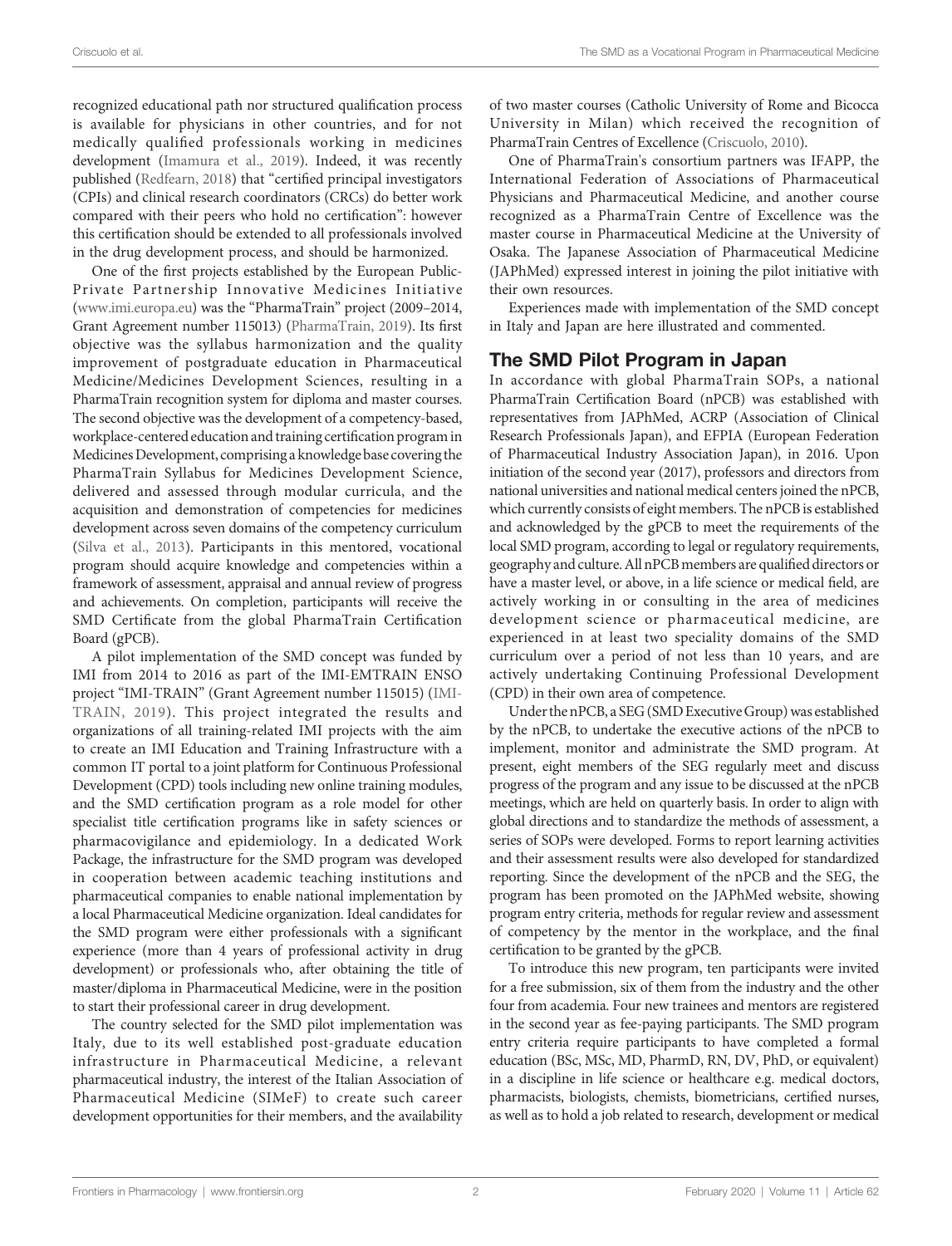recognized educational path nor structured qualification process is available for physicians in other countries, and for not medically qualified professionals working in medicines development (Imamura et al., 2019). Indeed, it was recently published (Redfearn, 2018) that "certified principal investigators (CPIs) and clinical research coordinators (CRCs) do better work compared with their peers who hold no certification": however this certification should be extended to all professionals involved in the drug development process, and should be harmonized.

One of the first projects established by the European Public-Private Partnership Innovative Medicines Initiative (www.imi.europa.eu) was the "PharmaTrain" project (2009–2014, Grant Agreement number 115013) (PharmaTrain, 2019). Its first objective was the syllabus harmonization and the quality improvement of postgraduate education in Pharmaceutical Medicine/Medicines Development Sciences, resulting in a PharmaTrain recognition system for diploma and master courses. The second objective was the development of a competency-based, workplace-centered education and training certification program in Medicines Development, comprising a knowledge base covering the PharmaTrain Syllabus for Medicines Development Science, delivered and assessed through modular curricula, and the acquisition and demonstration of competencies for medicines development across seven domains of the competency curriculum (Silva et al., 2013). Participants in this mentored, vocational program should acquire knowledge and competencies within a framework of assessment, appraisal and annual review of progress and achievements. On completion, participants will receive the SMD Certificate from the global PharmaTrain Certification Board (gPCB).

A pilot implementation of the SMD concept was funded by IMI from 2014 to 2016 as part of the IMI-EMTRAIN ENSO project "IMI-TRAIN" (Grant Agreement number 115015) (IMI-TRAIN, 2019). This project integrated the results and organizations of all training-related IMI projects with the aim to create an IMI Education and Training Infrastructure with a common IT portal to a joint platform for Continuous Professional Development (CPD) tools including new online training modules, and the SMD certification program as a role model for other specialist title certification programs like in safety sciences or pharmacovigilance and epidemiology. In a dedicated Work Package, the infrastructure for the SMD program was developed in cooperation between academic teaching institutions and pharmaceutical companies to enable national implementation by a local Pharmaceutical Medicine organization. Ideal candidates for the SMD program were either professionals with a significant experience (more than 4 years of professional activity in drug development) or professionals who, after obtaining the title of master/diploma in Pharmaceutical Medicine, were in the position to start their professional career in drug development.

The country selected for the SMD pilot implementation was Italy, due to its well established post-graduate education infrastructure in Pharmaceutical Medicine, a relevant pharmaceutical industry, the interest of the Italian Association of Pharmaceutical Medicine (SIMeF) to create such career development opportunities for their members, and the availability of two master courses (Catholic University of Rome and Bicocca University in Milan) which received the recognition of PharmaTrain Centres of Excellence (Criscuolo, 2010).

One of PharmaTrain's consortium partners was IFAPP, the International Federation of Associations of Pharmaceutical Physicians and Pharmaceutical Medicine, and another course recognized as a PharmaTrain Centre of Excellence was the master course in Pharmaceutical Medicine at the University of Osaka. The Japanese Association of Pharmaceutical Medicine (JAPhMed) expressed interest in joining the pilot initiative with their own resources.

Experiences made with implementation of the SMD concept in Italy and Japan are here illustrated and commented.

## The SMD Pilot Program in Japan

In accordance with global PharmaTrain SOPs, a national PharmaTrain Certification Board (nPCB) was established with representatives from JAPhMed, ACRP (Association of Clinical Research Professionals Japan), and EFPIA (European Federation of Pharmaceutical Industry Association Japan), in 2016. Upon initiation of the second year (2017), professors and directors from national universities and national medical centers joined the nPCB, which currently consists of eight members. The nPCB is established and acknowledged by the gPCB to meet the requirements of the local SMD program, according to legal or regulatory requirements, geography and culture. All nPCB members are qualified directors or have a master level, or above, in a life science or medical field, are actively working in or consulting in the area of medicines development science or pharmaceutical medicine, are experienced in at least two speciality domains of the SMD curriculum over a period of not less than 10 years, and are actively undertaking Continuing Professional Development (CPD) in their own area of competence.

Under the nPCB, a SEG (SMD Executive Group) was established by the nPCB, to undertake the executive actions of the nPCB to implement, monitor and administrate the SMD program. At present, eight members of the SEG regularly meet and discuss progress of the program and any issue to be discussed at the nPCB meetings, which are held on quarterly basis. In order to align with global directions and to standardize the methods of assessment, a series of SOPs were developed. Forms to report learning activities and their assessment results were also developed for standardized reporting. Since the development of the nPCB and the SEG, the program has been promoted on the JAPhMed website, showing program entry criteria, methods for regular review and assessment of competency by the mentor in the workplace, and the final certification to be granted by the gPCB.

To introduce this new program, ten participants were invited for a free submission, six of them from the industry and the other four from academia. Four new trainees and mentors are registered in the second year as fee-paying participants. The SMD program entry criteria require participants to have completed a formal education (BSc, MSc, MD, PharmD, RN, DV, PhD, or equivalent) in a discipline in life science or healthcare e.g. medical doctors, pharmacists, biologists, chemists, biometricians, certified nurses, as well as to hold a job related to research, development or medical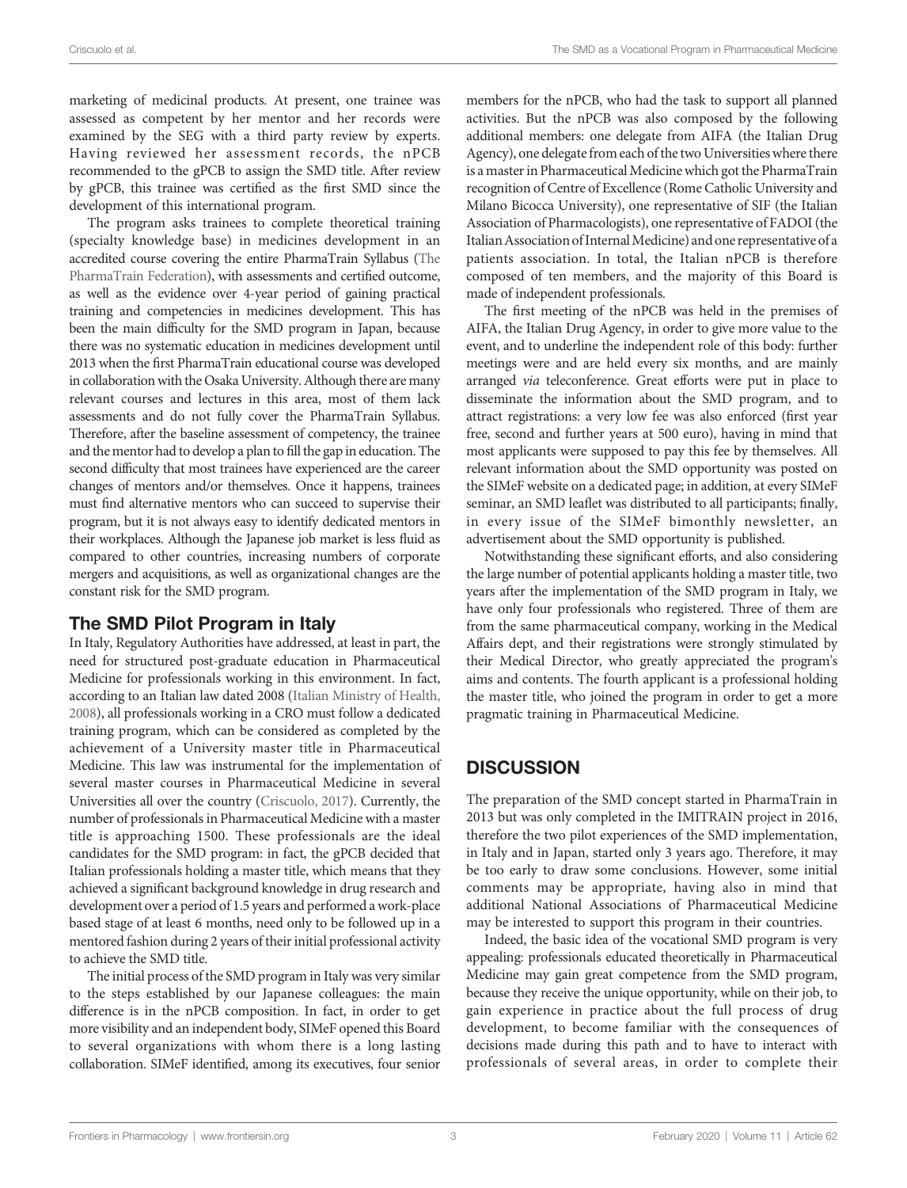marketing of medicinal products. At present, one trainee was assessed as competent by her mentor and her records were examined by the SEG with a third party review by experts. Having reviewed her assessment records, the nPCB recommended to the gPCB to assign the SMD title. After review by gPCB, this trainee was certified as the first SMD since the development of this international program.

The program asks trainees to complete theoretical training (specialty knowledge base) in medicines development in an accredited course covering the entire PharmaTrain Syllabus (The PharmaTrain Federation), with assessments and certified outcome, as well as the evidence over 4-year period of gaining practical training and competencies in medicines development. This has been the main difficulty for the SMD program in Japan, because there was no systematic education in medicines development until 2013 when the first PharmaTrain educational course was developed in collaboration with the Osaka University. Although there are many relevant courses and lectures in this area, most of them lack assessments and do not fully cover the PharmaTrain Syllabus. Therefore, after the baseline assessment of competency, the trainee and the mentor had to develop a plan to fill the gap in education. The second difficulty that most trainees have experienced are the career changes of mentors and/or themselves. Once it happens, trainees must find alternative mentors who can succeed to supervise their program, but it is not always easy to identify dedicated mentors in their workplaces. Although the Japanese job market is less fluid as compared to other countries, increasing numbers of corporate mergers and acquisitions, as well as organizational changes are the constant risk for the SMD program.

## The SMD Pilot Program in Italy

In Italy, Regulatory Authorities have addressed, at least in part, the need for structured post-graduate education in Pharmaceutical Medicine for professionals working in this environment. In fact, according to an Italian law dated 2008 (Italian Ministry of Health, 2008), all professionals working in a CRO must follow a dedicated training program, which can be considered as completed by the achievement of a University master title in Pharmaceutical Medicine. This law was instrumental for the implementation of several master courses in Pharmaceutical Medicine in several Universities all over the country (Criscuolo, 2017). Currently, the number of professionals in Pharmaceutical Medicine with a master title is approaching 1500. These professionals are the ideal candidates for the SMD program: in fact, the gPCB decided that Italian professionals holding a master title, which means that they achieved a significant background knowledge in drug research and development over a period of 1.5 years and performed a work-place based stage of at least 6 months, need only to be followed up in a mentored fashion during 2 years of their initial professional activity to achieve the SMD title.

The initial process of the SMD program in Italy was very similar to the steps established by our Japanese colleagues: the main difference is in the nPCB composition. In fact, in order to get more visibility and an independent body, SIMeF opened this Board to several organizations with whom there is a long lasting collaboration. SIMeF identified, among its executives, four senior members for the nPCB, who had the task to support all planned activities. But the nPCB was also composed by the following additional members: one delegate from AIFA (the Italian Drug Agency), one delegate from each of the two Universities where there is a master in Pharmaceutical Medicine which got the PharmaTrain recognition of Centre of Excellence (Rome Catholic University and Milano Bicocca University), one representative of SIF (the Italian Association of Pharmacologists), one representative of FADOI (the Italian Association of Internal Medicine) and one representative of a patients association. In total, the Italian nPCB is therefore composed of ten members, and the majority of this Board is made of independent professionals.

The first meeting of the nPCB was held in the premises of AIFA, the Italian Drug Agency, in order to give more value to the event, and to underline the independent role of this body: further meetings were and are held every six months, and are mainly arranged *via* teleconference. Great efforts were put in place to disseminate the information about the SMD program, and to attract registrations: a very low fee was also enforced (first year free, second and further years at 500 euro), having in mind that most applicants were supposed to pay this fee by themselves. All relevant information about the SMD opportunity was posted on the SIMeF website on a dedicated page; in addition, at every SIMeF seminar, an SMD leaflet was distributed to all participants; finally, in every issue of the SIMeF bimonthly newsletter, an advertisement about the SMD opportunity is published.

Notwithstanding these significant efforts, and also considering the large number of potential applicants holding a master title, two years after the implementation of the SMD program in Italy, we have only four professionals who registered. Three of them are from the same pharmaceutical company, working in the Medical Affairs dept, and their registrations were strongly stimulated by their Medical Director, who greatly appreciated the program's aims and contents. The fourth applicant is a professional holding the master title, who joined the program in order to get a more pragmatic training in Pharmaceutical Medicine.

# DISCUSSION

The preparation of the SMD concept started in PharmaTrain in 2013 but was only completed in the IMITRAIN project in 2016, therefore the two pilot experiences of the SMD implementation, in Italy and in Japan, started only 3 years ago. Therefore, it may be too early to draw some conclusions. However, some initial comments may be appropriate, having also in mind that additional National Associations of Pharmaceutical Medicine may be interested to support this program in their countries.

Indeed, the basic idea of the vocational SMD program is very appealing: professionals educated theoretically in Pharmaceutical Medicine may gain great competence from the SMD program, because they receive the unique opportunity, while on their job, to gain experience in practice about the full process of drug development, to become familiar with the consequences of decisions made during this path and to have to interact with professionals of several areas, in order to complete their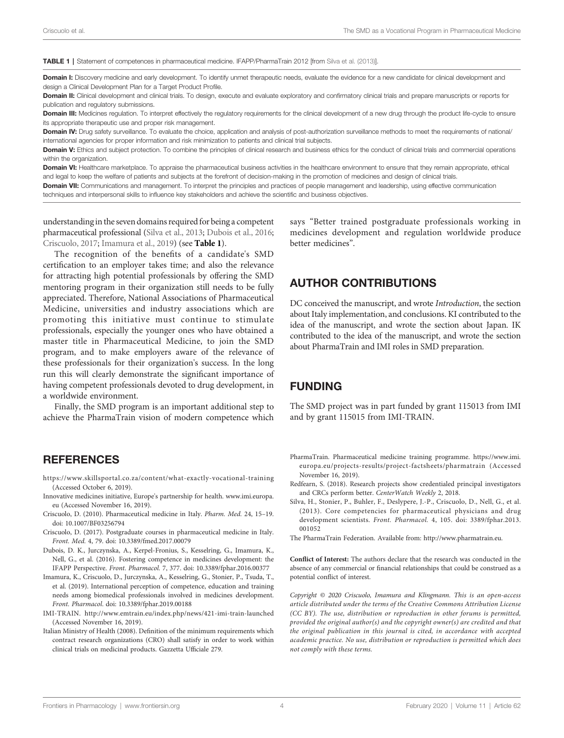**TABLE 1** | Statement of competences in pharmaceutical medicine. IFAPP/PharmaTrain 2012 [from Silva et al. (2013)].

**Domain I:** Discovery medicine and early development. To identify unmet therapeutic needs, evaluate the evidence for a new candidate for clinical development and design a Clinical Development Plan for a Target Product Profile.

**Domain II:** Clinical development and clinical trials. To design, execute and evaluate exploratory and confirmatory clinical trials and prepare manuscripts or reports for publication and regulatory submissions.

**Domain III:** Medicines regulation. To interpret effectively the regulatory requirements for the clinical development of a new drug through the product life-cycle to ensure its appropriate therapeutic use and proper risk management.

**Domain IV:** Drug safety surveillance. To evaluate the choice, application and analysis of post-authorization surveillance methods to meet the requirements of national/international agencies for proper information and risk minimization to patients and clinical trial subjects.

**Domain V:** Ethics and subject protection. To combine the principles of clinical research and business ethics for the conduct of clinical trials and commercial operations within the organization.

**Domain VI:** Healthcare marketplace. To appraise the pharmaceutical business activities in the healthcare environment to ensure that they remain appropriate, ethical and legal to keep the welfare of patients and subjects at the forefront of decision-making in the promotion of medicines and design of clinical trials.

**Domain VII:** Communications and management. To interpret the principles and practices of people management and leadership, using effective communication techniques and interpersonal skills to influence key stakeholders and achieve the scientific and business objectives.

understanding in the seven domains required for being a competent pharmaceutical professional (Silva et al., 2013; Dubois et al., 2016; Criscuolo, 2017; Imamura et al., 2019) (see **Table 1**).

The recognition of the benefits of a candidate's SMD certification to an employer takes time; and also the relevance for attracting high potential professionals by offering the SMD mentoring program in their organization still needs to be fully appreciated. Therefore, National Associations of Pharmaceutical Medicine, universities and industry associations which are promoting this initiative must continue to stimulate professionals, especially the younger ones who have obtained a master title in Pharmaceutical Medicine, to join the SMD program, and to make employers aware of the relevance of these professionals for their organization's success. In the long run this will clearly demonstrate the significant importance of having competent professionals devoted to drug development, in a worldwide environment.

Finally, the SMD program is an important additional step to achieve the PharmaTrain vision of modern competence which says "Better trained postgraduate professionals working in medicines development and regulation worldwide produce better medicines".

## AUTHOR CONTRIBUTIONS

DC conceived the manuscript, and wrote *Introduction*, the section about Italy implementation, and conclusions. KI contributed to the idea of the manuscript, and wrote the section about Japan. IK contributed to the idea of the manuscript, and wrote the section about PharmaTrain and IMI roles in SMD preparation.

## FUNDING

The SMD project was in part funded by grant 115013 from IMI and by grant 115015 from IMI-TRAIN.

## REFERENCES

https://www.skillsportal.co.za/content/what-exactly-vocational-training (Accessed October 6, 2019).

Innovative medicines initiative, Europe's partnership for health. www.imi.europa.eu (Accessed November 16, 2019).

Criscuolo, D. (2010). Pharmaceutical medicine in Italy. *Pharm. Med.* 24, 15–19. doi: 10.1007/BF03256794

Criscuolo, D. (2017). Postgraduate courses in pharmaceutical medicine in Italy. *Front. Med.* 4, 79. doi: 10.3389/fmed.2017.00079

Dubois, D. K., Jurczynska, A., Kerpel-Fronius, S., Kesselring, G., Imamura, K., Nell, G., et al. (2016). Fostering competence in medicines development: the IFAPP Perspective. *Front. Pharmacol.* 7, 377. doi: 10.3389/fphar.2016.00377

Imamura, K., Criscuolo, D., Jurczynska, A., Kesselring, G., Stonier, P., Tsuda, T., et al. (2019). International perception of competence, education and training needs among biomedical professionals involved in medicines development. *Front. Pharmacol.* doi: 10.3389/fphar.2019.00188

IMI-TRAIN. http://www.emtrain.eu/index.php/news/421-imi-train-launched (Accessed November 16, 2019).

Italian Ministry of Health (2008). Definition of the minimum requirements which contract research organizations (CRO) shall satisfy in order to work within clinical trials on medicinal products. Gazzetta Ufficiale 279.

PharmaTrain. Pharmaceutical medicine training programme. https://www.imi.europa.eu/projects-results/project-factsheets/pharmatrain (Accessed November 16, 2019).

Redfearn, S. (2018). Research projects show credentialed principal investigators and CRCs perform better. *CenterWatch Weekly* 2, 2018.

Silva, H., Stonier, P., Buhler, F., Deslypere, J.-P., Criscuolo, D., Nell, G., et al. (2013). Core competencies for pharmaceutical physicians and drug development scientists. *Front. Pharmacol.* 4, 105. doi: 3389/fphar.2013.001052

The PharmaTrain Federation. Available from: http://www.pharmatrain.eu.

**Conflict of Interest:** The authors declare that the research was conducted in the absence of any commercial or financial relationships that could be construed as a potential conflict of interest.

*Copyright © 2020 Criscuolo, Imamura and Klingmann. This is an open-access article distributed under the terms of the Creative Commons Attribution License (CC BY). The use, distribution or reproduction in other forums is permitted, provided the original author(s) and the copyright owner(s) are credited and that the original publication in this journal is cited, in accordance with accepted academic practice. No use, distribution or reproduction is permitted which does not comply with these terms.*